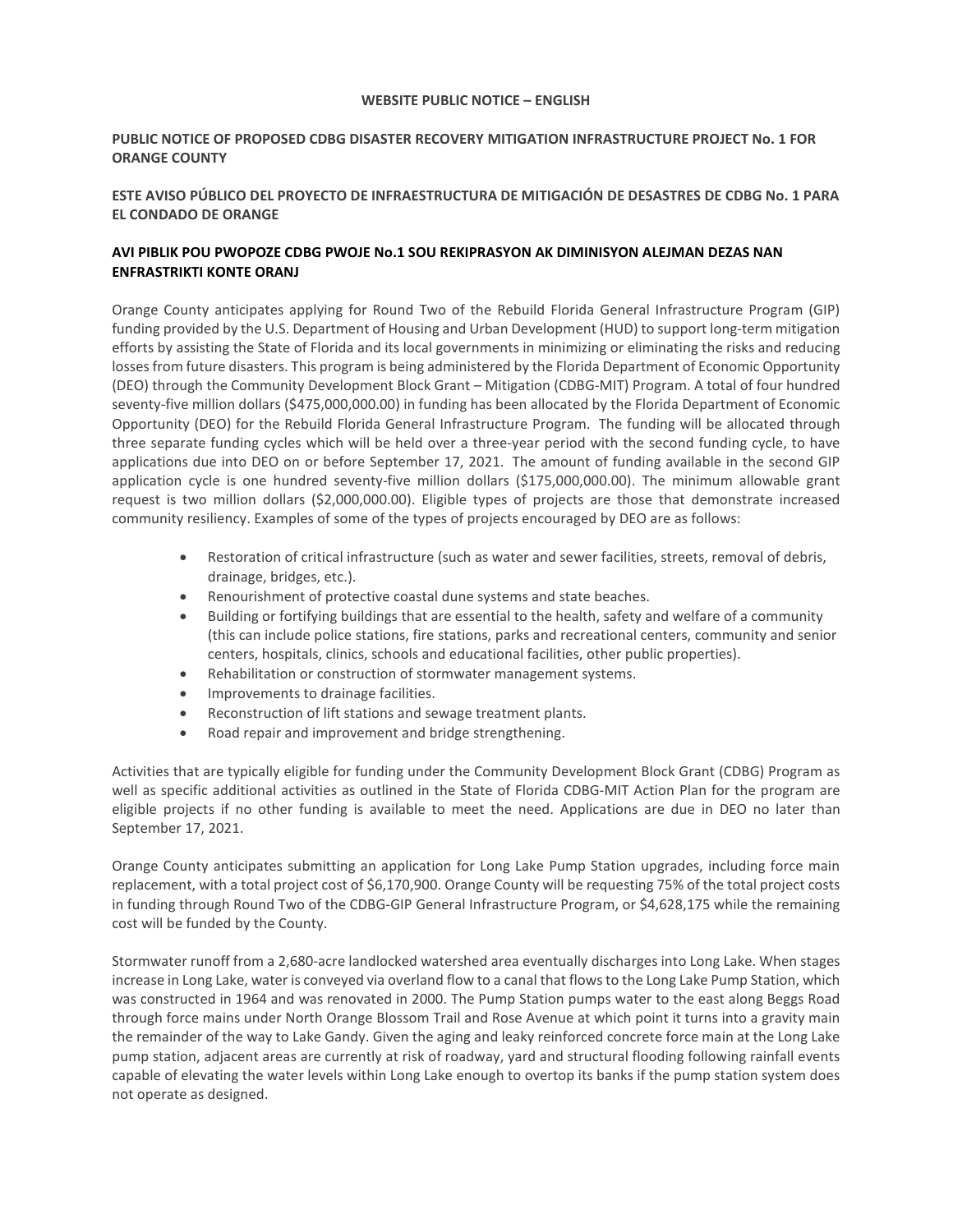**WEBSITE PUBLIC NOTICE – ENGLISH**

**PUBLIC NOTICE OF PROPOSED CDBG DISASTER RECOVERY MITIGATION INFRASTRUCTURE PROJECT No. 1 FOR ORANGE COUNTY**

**ESTE AVISO PÚBLICO DEL PROYECTO DE INFRAESTRUCTURA DE MITIGACIÓN DE DESASTRES DE CDBG No. 1 PARA EL CONDADO DE ORANGE**

**AVI PIBLIK POU PWOPOZE CDBG PWOJE No.1 SOU REKIPRASYON AK DIMINISYON ALEJMAN DEZAS NAN ENFRASTRIKTI KONTE ORANJ**

Orange County anticipates applying for Round Two of the Rebuild Florida General Infrastructure Program (GIP) funding provided by the U.S. Department of Housing and Urban Development (HUD) to support long-term mitigation efforts by assisting the State of Florida and its local governments in minimizing or eliminating the risks and reducing losses from future disasters. This program is being administered by the Florida Department of Economic Opportunity (DEO) through the Community Development Block Grant – Mitigation (CDBG-MIT) Program. A total of four hundred seventy-five million dollars ($475,000,000.00) in funding has been allocated by the Florida Department of Economic Opportunity (DEO) for the Rebuild Florida General Infrastructure Program. The funding will be allocated through three separate funding cycles which will be held over a three-year period with the second funding cycle, to have applications due into DEO on or before September 17, 2021. The amount of funding available in the second GIP application cycle is one hundred seventy-five million dollars ($175,000,000.00). The minimum allowable grant request is two million dollars ($2,000,000.00). Eligible types of projects are those that demonstrate increased community resiliency. Examples of some of the types of projects encouraged by DEO are as follows:

- Restoration of critical infrastructure (such as water and sewer facilities, streets, removal of debris, drainage, bridges, etc.).
- Renourishment of protective coastal dune systems and state beaches.
- Building or fortifying buildings that are essential to the health, safety and welfare of a community (this can include police stations, fire stations, parks and recreational centers, community and senior centers, hospitals, clinics, schools and educational facilities, other public properties).
- Rehabilitation or construction of stormwater management systems.
- Improvements to drainage facilities.
- Reconstruction of lift stations and sewage treatment plants.
- Road repair and improvement and bridge strengthening.

Activities that are typically eligible for funding under the Community Development Block Grant (CDBG) Program as well as specific additional activities as outlined in the State of Florida CDBG-MIT Action Plan for the program are eligible projects if no other funding is available to meet the need. Applications are due in DEO no later than September 17, 2021.

Orange County anticipates submitting an application for Long Lake Pump Station upgrades, including force main replacement, with a total project cost of $6,170,900. Orange County will be requesting 75% of the total project costs in funding through Round Two of the CDBG-GIP General Infrastructure Program, or $4,628,175 while the remaining cost will be funded by the County.

Stormwater runoff from a 2,680-acre landlocked watershed area eventually discharges into Long Lake. When stages increase in Long Lake, water is conveyed via overland flow to a canal that flows to the Long Lake Pump Station, which was constructed in 1964 and was renovated in 2000. The Pump Station pumps water to the east along Beggs Road through force mains under North Orange Blossom Trail and Rose Avenue at which point it turns into a gravity main the remainder of the way to Lake Gandy. Given the aging and leaky reinforced concrete force main at the Long Lake pump station, adjacent areas are currently at risk of roadway, yard and structural flooding following rainfall events capable of elevating the water levels within Long Lake enough to overtop its banks if the pump station system does not operate as designed.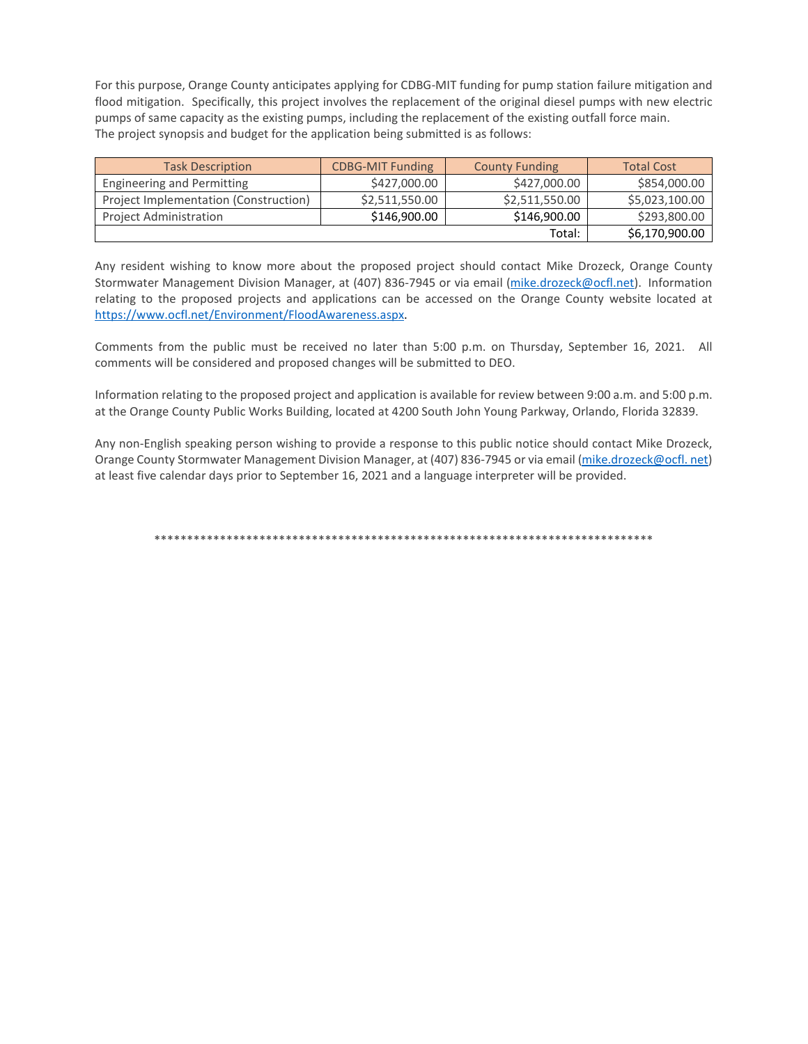For this purpose, Orange County anticipates applying for CDBG-MIT funding for pump station failure mitigation and flood mitigation. Specifically, this project involves the replacement of the original diesel pumps with new electric pumps of same capacity as the existing pumps, including the replacement of the existing outfall force main.
The project synopsis and budget for the application being submitted is as follows:

| Task Description | CDBG-MIT Funding | County Funding | Total Cost |
|---|---|---|---|
| Engineering and Permitting | $427,000.00 | $427,000.00 | $854,000.00 |
| Project Implementation (Construction) | $2,511,550.00 | $2,511,550.00 | $5,023,100.00 |
| Project Administration | $146,900.00 | $146,900.00 | $293,800.00 |
| | | Total: | $6,170,900.00 |

Any resident wishing to know more about the proposed project should contact Mike Drozeck, Orange County Stormwater Management Division Manager, at (407) 836-7945 or via email (mike.drozeck@ocfl.net). Information relating to the proposed projects and applications can be accessed on the Orange County website located at https://www.ocfl.net/Environment/FloodAwareness.aspx.

Comments from the public must be received no later than 5:00 p.m. on Thursday, September 16, 2021. All comments will be considered and proposed changes will be submitted to DEO.

Information relating to the proposed project and application is available for review between 9:00 a.m. and 5:00 p.m. at the Orange County Public Works Building, located at 4200 South John Young Parkway, Orlando, Florida 32839.

Any non-English speaking person wishing to provide a response to this public notice should contact Mike Drozeck, Orange County Stormwater Management Division Manager, at (407) 836-7945 or via email (mike.drozeck@ocfl. net) at least five calendar days prior to September 16, 2021 and a language interpreter will be provided.

*******************************************************************************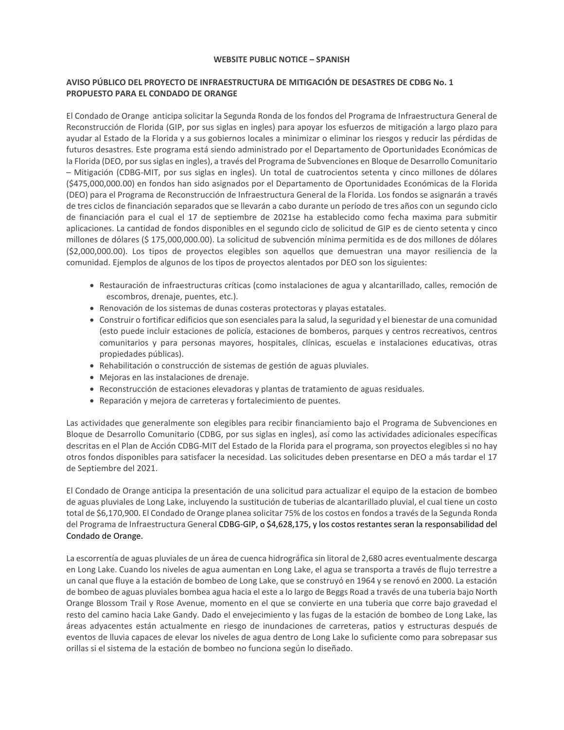**WEBSITE PUBLIC NOTICE – SPANISH**

**AVISO PÚBLICO DEL PROYECTO DE INFRAESTRUCTURA DE MITIGACIÓN DE DESASTRES DE CDBG No. 1 PROPUESTO PARA EL CONDADO DE ORANGE**

El Condado de Orange anticipa solicitar la Segunda Ronda de los fondos del Programa de Infraestructura General de Reconstrucción de Florida (GIP, por sus siglas en ingles) para apoyar los esfuerzos de mitigación a largo plazo para ayudar al Estado de la Florida y a sus gobiernos locales a minimizar o eliminar los riesgos y reducir las pérdidas de futuros desastres. Este programa está siendo administrado por el Departamento de Oportunidades Económicas de la Florida (DEO, por sus siglas en ingles), a través del Programa de Subvenciones en Bloque de Desarrollo Comunitario – Mitigación (CDBG-MIT, por sus siglas en ingles). Un total de cuatrocientos setenta y cinco millones de dólares ($475,000,000.00) en fondos han sido asignados por el Departamento de Oportunidades Económicas de la Florida (DEO) para el Programa de Reconstrucción de Infraestructura General de la Florida. Los fondos se asignarán a través de tres ciclos de financiación separados que se llevarán a cabo durante un período de tres años con un segundo ciclo de financiación para el cual el 17 de septiembre de 2021se ha establecido como fecha maxima para submitir aplicaciones. La cantidad de fondos disponibles en el segundo ciclo de solicitud de GIP es de ciento setenta y cinco millones de dólares ($ 175,000,000.00). La solicitud de subvención mínima permitida es de dos millones de dólares ($2,000,000.00). Los tipos de proyectos elegibles son aquellos que demuestran una mayor resiliencia de la comunidad. Ejemplos de algunos de los tipos de proyectos alentados por DEO son los siguientes:

- Restauración de infraestructuras críticas (como instalaciones de agua y alcantarillado, calles, remoción de escombros, drenaje, puentes, etc.).
- Renovación de los sistemas de dunas costeras protectoras y playas estatales.
- Construir o fortificar edificios que son esenciales para la salud, la seguridad y el bienestar de una comunidad (esto puede incluir estaciones de policía, estaciones de bomberos, parques y centros recreativos, centros comunitarios y para personas mayores, hospitales, clínicas, escuelas e instalaciones educativas, otras propiedades públicas).
- Rehabilitación o construcción de sistemas de gestión de aguas pluviales.
- Mejoras en las instalaciones de drenaje.
- Reconstrucción de estaciones elevadoras y plantas de tratamiento de aguas residuales.
- Reparación y mejora de carreteras y fortalecimiento de puentes.

Las actividades que generalmente son elegibles para recibir financiamiento bajo el Programa de Subvenciones en Bloque de Desarrollo Comunitario (CDBG, por sus siglas en ingles), así como las actividades adicionales específicas descritas en el Plan de Acción CDBG-MIT del Estado de la Florida para el programa, son proyectos elegibles si no hay otros fondos disponibles para satisfacer la necesidad. Las solicitudes deben presentarse en DEO a más tardar el 17 de Septiembre del 2021.

El Condado de Orange anticipa la presentación de una solicitud para actualizar el equipo de la estacion de bombeo de aguas pluviales de Long Lake, incluyendo la sustitución de tuberias de alcantarillado pluvial, el cual tiene un costo total de $6,170,900. El Condado de Orange planea solicitar 75% de los costos en fondos a través de la Segunda Ronda del Programa de Infraestructura General CDBG-GIP, o $4,628,175, y los costos restantes seran la responsabilidad del Condado de Orange.

La escorrentía de aguas pluviales de un área de cuenca hidrográfica sin litoral de 2,680 acres eventualmente descarga en Long Lake. Cuando los niveles de agua aumentan en Long Lake, el agua se transporta a través de flujo terrestre a un canal que fluye a la estación de bombeo de Long Lake, que se construyó en 1964 y se renovó en 2000. La estación de bombeo de aguas pluviales bombea agua hacia el este a lo largo de Beggs Road a través de una tuberia bajo North Orange Blossom Trail y Rose Avenue, momento en el que se convierte en una tuberia que corre bajo gravedad el resto del camino hacia Lake Gandy. Dado el envejecimiento y las fugas de la estación de bombeo de Long Lake, las áreas adyacentes están actualmente en riesgo de inundaciones de carreteras, patios y estructuras después de eventos de lluvia capaces de elevar los niveles de agua dentro de Long Lake lo suficiente como para sobrepasar sus orillas si el sistema de la estación de bombeo no funciona según lo diseñado.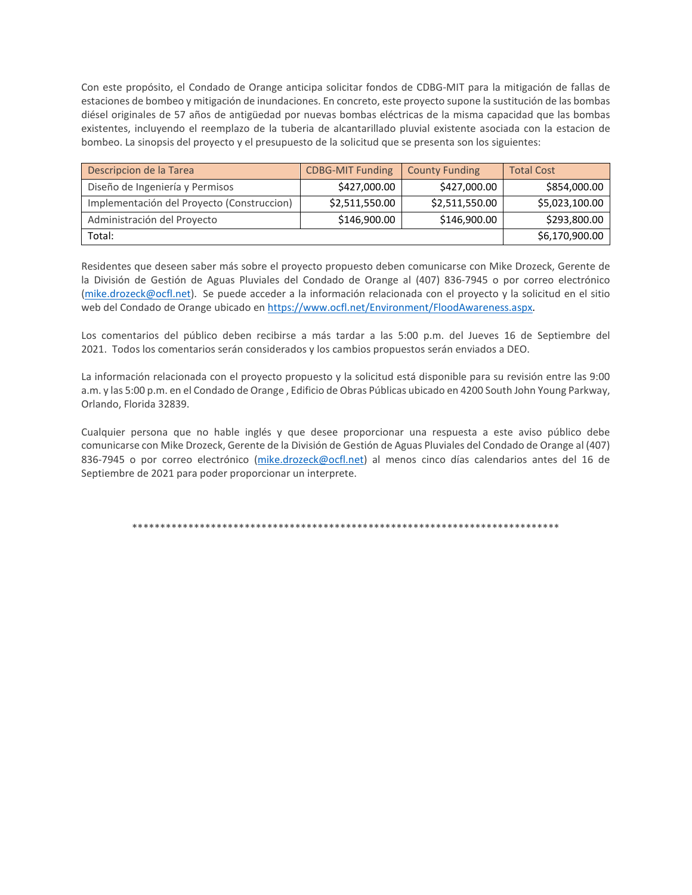Con este propósito, el Condado de Orange anticipa solicitar fondos de CDBG-MIT para la mitigación de fallas de estaciones de bombeo y mitigación de inundaciones. En concreto, este proyecto supone la sustitución de las bombas diésel originales de 57 años de antigüedad por nuevas bombas eléctricas de la misma capacidad que las bombas existentes, incluyendo el reemplazo de la tuberia de alcantarillado pluvial existente asociada con la estacion de bombeo. La sinopsis del proyecto y el presupuesto de la solicitud que se presenta son los siguientes:

| Descripcion de la Tarea | CDBG-MIT Funding | County Funding | Total Cost |
|---|---|---|---|
| Diseño de Ingeniería y Permisos | $427,000.00 | $427,000.00 | $854,000.00 |
| Implementación del Proyecto (Construccion) | $2,511,550.00 | $2,511,550.00 | $5,023,100.00 |
| Administración del Proyecto | $146,900.00 | $146,900.00 | $293,800.00 |
| Total: | | | $6,170,900.00 |

Residentes que deseen saber más sobre el proyecto propuesto deben comunicarse con Mike Drozeck, Gerente de la División de Gestión de Aguas Pluviales del Condado de Orange al (407) 836-7945 o por correo electrónico (mike.drozeck@ocfl.net). Se puede acceder a la información relacionada con el proyecto y la solicitud en el sitio web del Condado de Orange ubicado en https://www.ocfl.net/Environment/FloodAwareness.aspx.

Los comentarios del público deben recibirse a más tardar a las 5:00 p.m. del Jueves 16 de Septiembre del 2021. Todos los comentarios serán considerados y los cambios propuestos serán enviados a DEO.

La información relacionada con el proyecto propuesto y la solicitud está disponible para su revisión entre las 9:00 a.m. y las 5:00 p.m. en el Condado de Orange , Edificio de Obras Públicas ubicado en 4200 South John Young Parkway, Orlando, Florida 32839.

Cualquier persona que no hable inglés y que desee proporcionar una respuesta a este aviso público debe comunicarse con Mike Drozeck, Gerente de la División de Gestión de Aguas Pluviales del Condado de Orange al (407) 836-7945 o por correo electrónico (mike.drozeck@ocfl.net) al menos cinco días calendarios antes del 16 de Septiembre de 2021 para poder proporcionar un interprete.

*******************************************************************************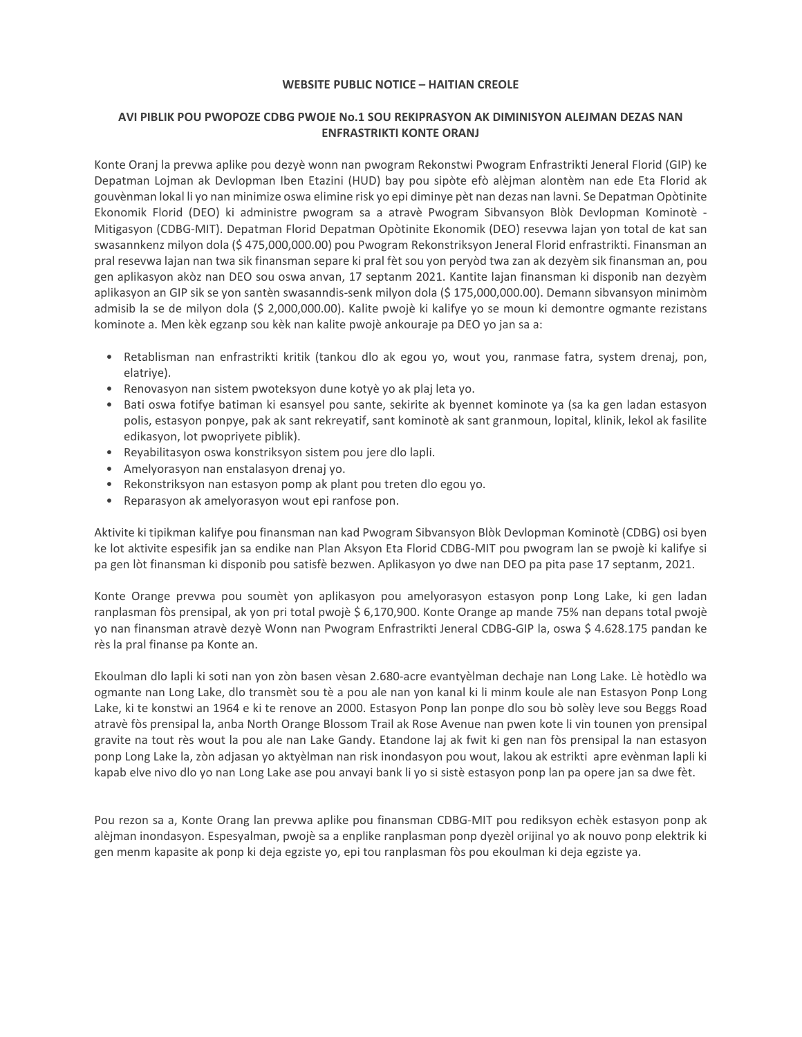**WEBSITE PUBLIC NOTICE – HAITIAN CREOLE**

**AVI PIBLIK POU PWOPOZE CDBG PWOJE No.1 SOU REKIPRASYON AK DIMINISYON ALEJMAN DEZAS NAN ENFRASTRIKTI KONTE ORANJ**

Konte Oranj la prevwa aplike pou dezyè wonn nan pwogram Rekonstwi Pwogram Enfrastrikti Jeneral Florid (GIP) ke Depatman Lojman ak Devlopman Iben Etazini (HUD) bay pou sipòte efò alèjman alontèm nan ede Eta Florid ak gouvènman lokal li yo nan minimize oswa elimine risk yo epi diminye pèt nan dezas nan lavni. Se Depatman Opòtinite Ekonomik Florid (DEO) ki administre pwogram sa a atravè Pwogram Sibvansyon Blòk Devlopman Kominotè - Mitigasyon (CDBG-MIT). Depatman Florid Depatman Opòtinite Ekonomik (DEO) resevwa lajan yon total de kat san swasannkenz milyon dola ($ 475,000,000.00) pou Pwogram Rekonstriksyon Jeneral Florid enfrastrikti. Finansman an pral resevwa lajan nan twa sik finansman separe ki pral fèt sou yon peryòd twa zan ak dezyèm sik finansman an, pou gen aplikasyon akòz nan DEO sou oswa anvan, 17 septanm 2021. Kantite lajan finansman ki disponib nan dezyèm aplikasyon an GIP sik se yon santèn swasanndis-senk milyon dola ($ 175,000,000.00). Demann sibvansyon minimòm admisib la se de milyon dola ($ 2,000,000.00). Kalite pwojè ki kalifye yo se moun ki demontre ogmante rezistans kominote a. Men kèk egzanp sou kèk nan kalite pwojè ankouraje pa DEO yo jan sa a:

- Retablisman nan enfrastrikti kritik (tankou dlo ak egou yo, wout you, ranmase fatra, system drenaj, pon, elatriye).
- Renovasyon nan sistem pwoteksyon dune kotyè yo ak plaj leta yo.
- Bati oswa fotifye batiman ki esansyel pou sante, sekirite ak byennet kominote ya (sa ka gen ladan estasyon polis, estasyon ponpye, pak ak sant rekreyatif, sant kominotè ak sant granmoun, lopital, klinik, lekol ak fasilite edikasyon, lot pwopriyete piblik).
- Reyabilitasyon oswa konstriksyon sistem pou jere dlo lapli.
- Amelyorasyon nan enstalasyon drenaj yo.
- Rekonstriksyon nan estasyon pomp ak plant pou treten dlo egou yo.
- Reparasyon ak amelyorasyon wout epi ranfose pon.

Aktivite ki tipikman kalifye pou finansman nan kad Pwogram Sibvansyon Blòk Devlopman Kominotè (CDBG) osi byen ke lot aktivite espesifik jan sa endike nan Plan Aksyon Eta Florid CDBG-MIT pou pwogram lan se pwojè ki kalifye si pa gen lòt finansman ki disponib pou satisfè bezwen. Aplikasyon yo dwe nan DEO pa pita pase 17 septanm, 2021.

Konte Orange prevwa pou soumèt yon aplikasyon pou amelyorasyon estasyon ponp Long Lake, ki gen ladan ranplasman fòs prensipal, ak yon pri total pwojè $ 6,170,900. Konte Orange ap mande 75% nan depans total pwojè yo nan finansman atravè dezyè Wonn nan Pwogram Enfrastrikti Jeneral CDBG-GIP la, oswa $ 4.628.175 pandan ke rès la pral finanse pa Konte an.

Ekoulman dlo lapli ki soti nan yon zòn basen vèsan 2.680-acre evantyèlman dechaje nan Long Lake. Lè hotèdlo wa ogmante nan Long Lake, dlo transmèt sou tè a pou ale nan yon kanal ki li minm koule ale nan Estasyon Ponp Long Lake, ki te konstwi an 1964 e ki te renove an 2000. Estasyon Ponp lan ponpe dlo sou bò solèy leve sou Beggs Road atravè fòs prensipal la, anba North Orange Blossom Trail ak Rose Avenue nan pwen kote li vin tounen yon prensipal gravite na tout rès wout la pou ale nan Lake Gandy. Etandone laj ak fwit ki gen nan fòs prensipal la nan estasyon ponp Long Lake la, zòn adjasan yo aktyèlman nan risk inondasyon pou wout, lakou ak estrikti apre evènman lapli ki kapab elve nivo dlo yo nan Long Lake ase pou anvayi bank li yo si sistè estasyon ponp lan pa opere jan sa dwe fèt.

Pou rezon sa a, Konte Orang lan prevwa aplike pou finansman CDBG-MIT pou rediksyon echèk estasyon ponp ak alèjman inondasyon. Espesyalman, pwojè sa a enplike ranplasman ponp dyezèl orijinal yo ak nouvo ponp elektrik ki gen menm kapasite ak ponp ki deja egziste yo, epi tou ranplasman fòs pou ekoulman ki deja egziste ya.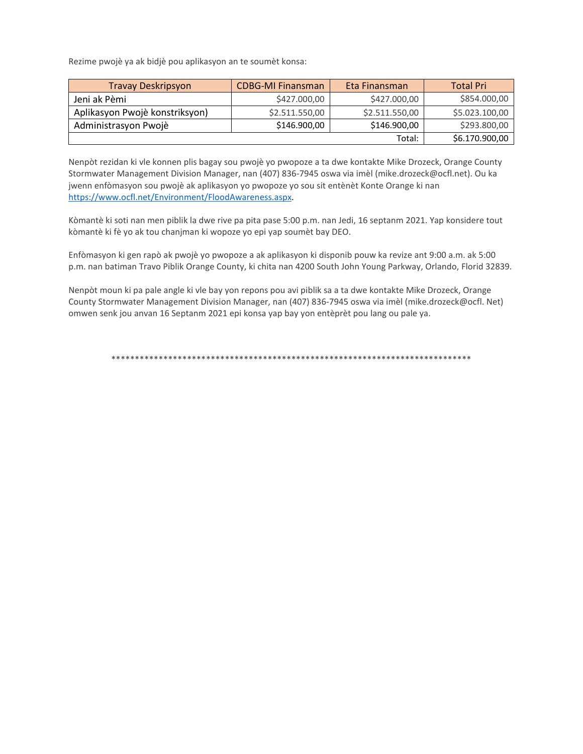Rezime pwojè ya ak bidjè pou aplikasyon an te soumèt konsa:

| Travay Deskripsyon | CDBG-MI Finansman | Eta Finansman | Total Pri |
| --- | --- | --- | --- |
| Jeni ak Pèmi | $427.000,00 | $427.000,00 | $854.000,00 |
| Aplikasyon Pwojè konstriksyon) | $2.511.550,00 | $2.511.550,00 | $5.023.100,00 |
| Administrasyon Pwojè | $146.900,00 | $146.900,00 | $293.800,00 |
| | | Total: | $6.170.900,00 |

Nenpòt rezidan ki vle konnen plis bagay sou pwojè yo pwopoze a ta dwe kontakte Mike Drozeck, Orange County Stormwater Management Division Manager, nan (407) 836-7945 oswa via imèl (mike.drozeck@ocfl.net). Ou ka jwenn enfòmasyon sou pwojè ak aplikasyon yo pwopoze yo sou sit entènèt Konte Orange ki nan https://www.ocfl.net/Environment/FloodAwareness.aspx.

Kòmantè ki soti nan men piblik la dwe rive pa pita pase 5:00 p.m. nan Jedi, 16 septanm 2021. Yap konsidere tout kòmantè ki fè yo ak tou chanjman ki wopoze yo epi yap soumèt bay DEO.

Enfòmasyon ki gen rapò ak pwojè yo pwopoze a ak aplikasyon ki disponib pouw ka revize ant 9:00 a.m. ak 5:00 p.m. nan batiman Travo Piblik Orange County, ki chita nan 4200 South John Young Parkway, Orlando, Florid 32839.

Nenpòt moun ki pa pale angle ki vle bay yon repons pou avi piblik sa a ta dwe kontakte Mike Drozeck, Orange County Stormwater Management Division Manager, nan (407) 836-7945 oswa via imèl (mike.drozeck@ocfl. Net) omwen senk jou anvan 16 Septanm 2021 epi konsa yap bay yon entèprèt pou lang ou pale ya.

*****************************************************************************